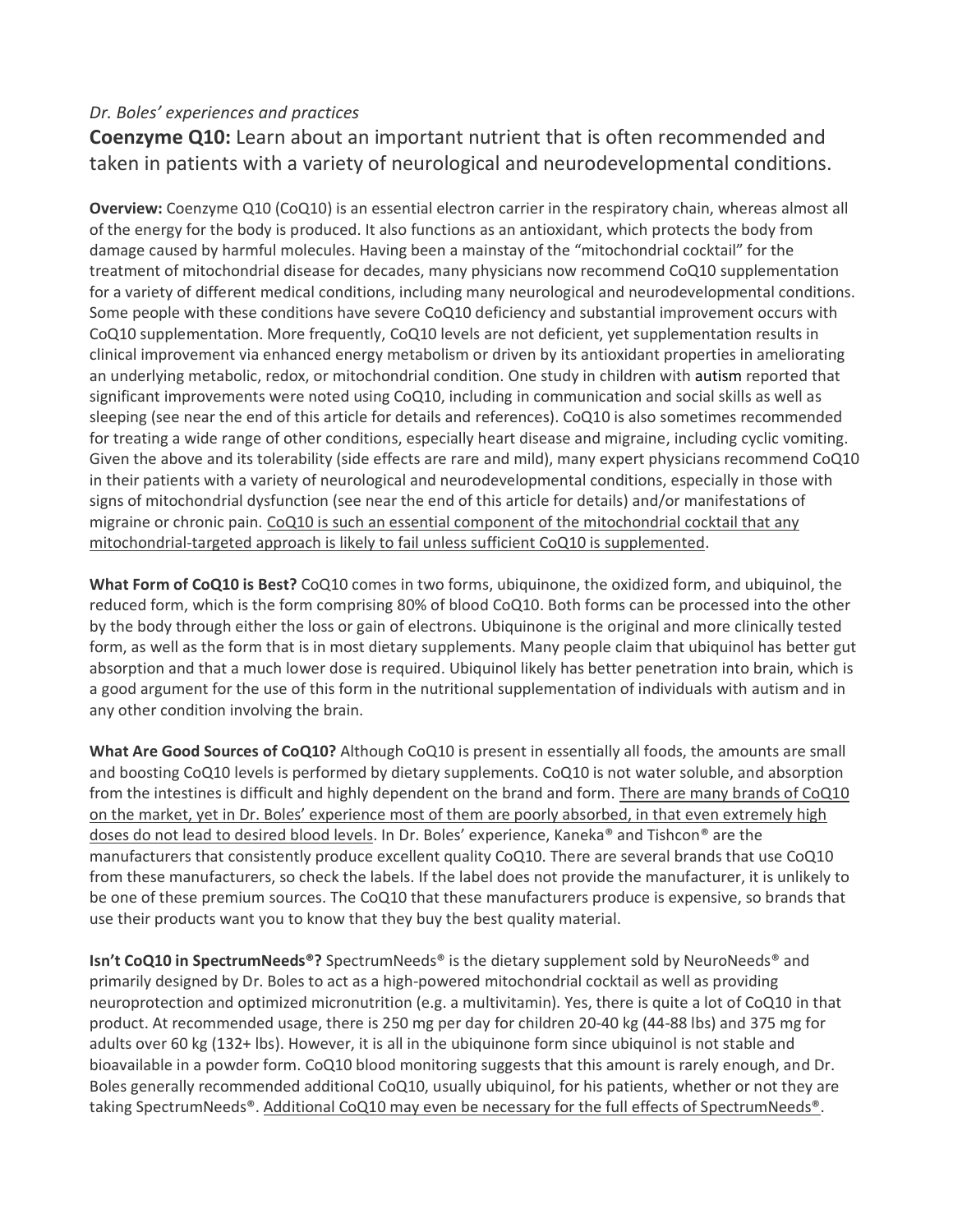*Dr. Boles' experiences and practices*

**Coenzyme Q10:** Learn about an important nutrient that is often recommended and taken in patients with a variety of neurological and neurodevelopmental conditions.

**Overview:** Coenzyme Q10 (CoQ10) is an essential electron carrier in the respiratory chain, whereas almost all of the energy for the body is produced. It also functions as an antioxidant, which protects the body from damage caused by harmful molecules. Having been a mainstay of the "mitochondrial cocktail" for the treatment of mitochondrial disease for decades, many physicians now recommend CoQ10 supplementation for a variety of different medical conditions, including many neurological and neurodevelopmental conditions. Some people with these conditions have severe CoQ10 deficiency and substantial improvement occurs with CoQ10 supplementation. More frequently, CoQ10 levels are not deficient, yet supplementation results in clinical improvement via enhanced energy metabolism or driven by its antioxidant properties in ameliorating an underlying metabolic, redox, or mitochondrial condition. One study in children with autism reported that significant improvements were noted using CoQ10, including in communication and social skills as well as sleeping (see near the end of this article for details and references). CoQ10 is also sometimes recommended for treating a wide range of other conditions, especially heart disease and migraine, including cyclic vomiting. Given the above and its tolerability (side effects are rare and mild), many expert physicians recommend CoQ10 in their patients with a variety of neurological and neurodevelopmental conditions, especially in those with signs of mitochondrial dysfunction (see near the end of this article for details) and/or manifestations of migraine or chronic pain. <u>CoQ10 is such an essential component of the mitochondrial cocktail that any mitochondrial-targeted approach is likely to fail unless sufficient CoQ10 is supplemented</u>.

**What Form of CoQ10 is Best?** CoQ10 comes in two forms, ubiquinone, the oxidized form, and ubiquinol, the reduced form, which is the form comprising 80% of blood CoQ10. Both forms can be processed into the other by the body through either the loss or gain of electrons. Ubiquinone is the original and more clinically tested form, as well as the form that is in most dietary supplements. Many people claim that ubiquinol has better gut absorption and that a much lower dose is required. Ubiquinol likely has better penetration into brain, which is a good argument for the use of this form in the nutritional supplementation of individuals with autism and in any other condition involving the brain.

**What Are Good Sources of CoQ10?** Although CoQ10 is present in essentially all foods, the amounts are small and boosting CoQ10 levels is performed by dietary supplements. CoQ10 is not water soluble, and absorption from the intestines is difficult and highly dependent on the brand and form. <u>There are many brands of CoQ10 on the market, yet in Dr. Boles' experience most of them are poorly absorbed, in that even extremely high doses do not lead to desired blood levels</u>. In Dr. Boles' experience, Kaneka® and Tishcon® are the manufacturers that consistently produce excellent quality CoQ10. There are several brands that use CoQ10 from these manufacturers, so check the labels. If the label does not provide the manufacturer, it is unlikely to be one of these premium sources. The CoQ10 that these manufacturers produce is expensive, so brands that use their products want you to know that they buy the best quality material.

**Isn't CoQ10 in SpectrumNeeds®?** SpectrumNeeds® is the dietary supplement sold by NeuroNeeds® and primarily designed by Dr. Boles to act as a high-powered mitochondrial cocktail as well as providing neuroprotection and optimized micronutrition (e.g. a multivitamin). Yes, there is quite a lot of CoQ10 in that product. At recommended usage, there is 250 mg per day for children 20-40 kg (44-88 lbs) and 375 mg for adults over 60 kg (132+ lbs). However, it is all in the ubiquinone form since ubiquinol is not stable and bioavailable in a powder form. CoQ10 blood monitoring suggests that this amount is rarely enough, and Dr. Boles generally recommended additional CoQ10, usually ubiquinol, for his patients, whether or not they are taking SpectrumNeeds®. <u>Additional CoQ10 may even be necessary for the full effects of SpectrumNeeds®</u>.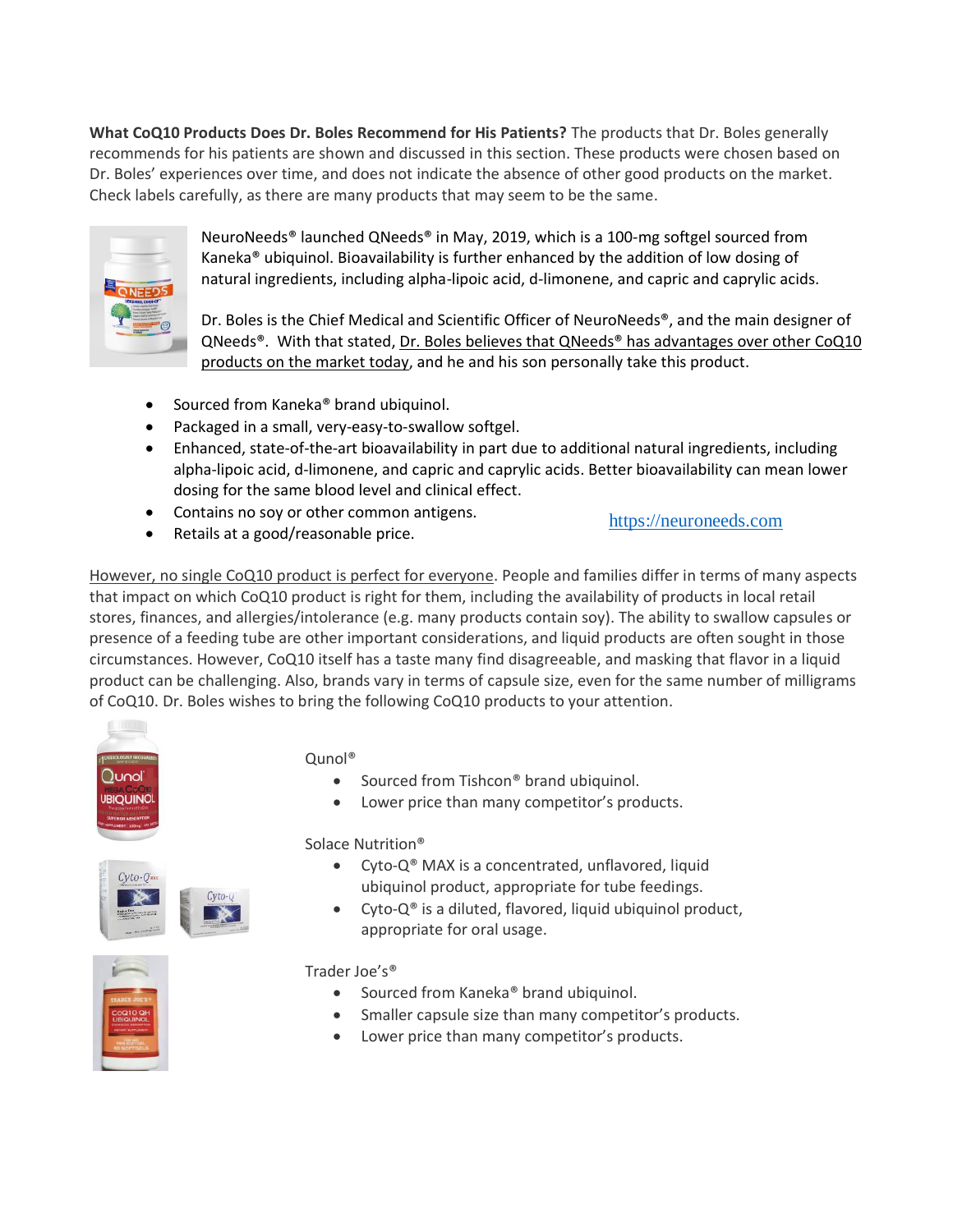**What CoQ10 Products Does Dr. Boles Recommend for His Patients?** The products that Dr. Boles generally recommends for his patients are shown and discussed in this section. These products were chosen based on Dr. Boles' experiences over time, and does not indicate the absence of other good products on the market. Check labels carefully, as there are many products that may seem to be the same.

NeuroNeeds® launched QNeeds® in May, 2019, which is a 100-mg softgel sourced from Kaneka® ubiquinol. Bioavailability is further enhanced by the addition of low dosing of natural ingredients, including alpha-lipoic acid, d-limonene, and capric and caprylic acids.

Dr. Boles is the Chief Medical and Scientific Officer of NeuroNeeds®, and the main designer of QNeeds®. With that stated, Dr. Boles believes that QNeeds® has advantages over other CoQ10 products on the market today, and he and his son personally take this product.

- Sourced from Kaneka® brand ubiquinol.
- Packaged in a small, very-easy-to-swallow softgel.
- Enhanced, state-of-the-art bioavailability in part due to additional natural ingredients, including alpha-lipoic acid, d-limonene, and capric and caprylic acids. Better bioavailability can mean lower dosing for the same blood level and clinical effect.
- Contains no soy or other common antigens.
- Retails at a good/reasonable price.

https://neuroneeds.com

However, no single CoQ10 product is perfect for everyone. People and families differ in terms of many aspects that impact on which CoQ10 product is right for them, including the availability of products in local retail stores, finances, and allergies/intolerance (e.g. many products contain soy). The ability to swallow capsules or presence of a feeding tube are other important considerations, and liquid products are often sought in those circumstances. However, CoQ10 itself has a taste many find disagreeable, and masking that flavor in a liquid product can be challenging. Also, brands vary in terms of capsule size, even for the same number of milligrams of CoQ10. Dr. Boles wishes to bring the following CoQ10 products to your attention.

Qunol®

- Sourced from Tishcon® brand ubiquinol.
- Lower price than many competitor's products.

Solace Nutrition®

- Cyto-Q® MAX is a concentrated, unflavored, liquid ubiquinol product, appropriate for tube feedings.
- Cyto-Q® is a diluted, flavored, liquid ubiquinol product, appropriate for oral usage.

Trader Joe's®

- Sourced from Kaneka® brand ubiquinol.
- Smaller capsule size than many competitor's products.
- Lower price than many competitor's products.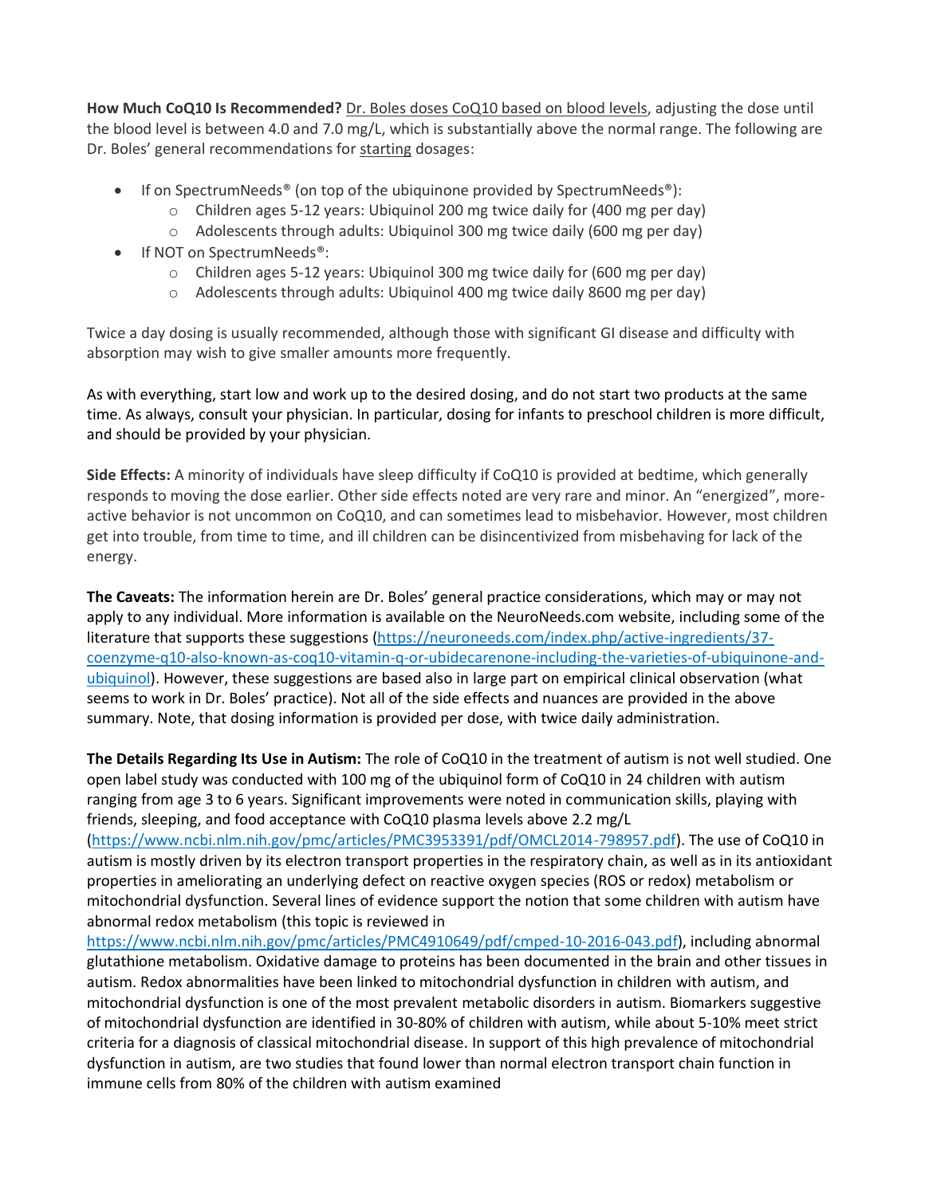**How Much CoQ10 Is Recommended?** Dr. Boles doses CoQ10 based on blood levels, adjusting the dose until the blood level is between 4.0 and 7.0 mg/L, which is substantially above the normal range. The following are Dr. Boles' general recommendations for starting dosages:

- If on SpectrumNeeds® (on top of the ubiquinone provided by SpectrumNeeds®):
  - Children ages 5-12 years: Ubiquinol 200 mg twice daily for (400 mg per day)
  - Adolescents through adults: Ubiquinol 300 mg twice daily (600 mg per day)
- If NOT on SpectrumNeeds®:
  - Children ages 5-12 years: Ubiquinol 300 mg twice daily for (600 mg per day)
  - Adolescents through adults: Ubiquinol 400 mg twice daily 8600 mg per day)

Twice a day dosing is usually recommended, although those with significant GI disease and difficulty with absorption may wish to give smaller amounts more frequently.

As with everything, start low and work up to the desired dosing, and do not start two products at the same time. As always, consult your physician. In particular, dosing for infants to preschool children is more difficult, and should be provided by your physician.

**Side Effects:** A minority of individuals have sleep difficulty if CoQ10 is provided at bedtime, which generally responds to moving the dose earlier. Other side effects noted are very rare and minor. An "energized", more-active behavior is not uncommon on CoQ10, and can sometimes lead to misbehavior. However, most children get into trouble, from time to time, and ill children can be disincentivized from misbehaving for lack of the energy.

**The Caveats:** The information herein are Dr. Boles' general practice considerations, which may or may not apply to any individual. More information is available on the NeuroNeeds.com website, including some of the literature that supports these suggestions (https://neuroneeds.com/index.php/active-ingredients/37-coenzyme-q10-also-known-as-coq10-vitamin-q-or-ubidecarenone-including-the-varieties-of-ubiquinone-and-ubiquinol). However, these suggestions are based also in large part on empirical clinical observation (what seems to work in Dr. Boles' practice). Not all of the side effects and nuances are provided in the above summary. Note, that dosing information is provided per dose, with twice daily administration.

**The Details Regarding Its Use in Autism:** The role of CoQ10 in the treatment of autism is not well studied. One open label study was conducted with 100 mg of the ubiquinol form of CoQ10 in 24 children with autism ranging from age 3 to 6 years. Significant improvements were noted in communication skills, playing with friends, sleeping, and food acceptance with CoQ10 plasma levels above 2.2 mg/L (https://www.ncbi.nlm.nih.gov/pmc/articles/PMC3953391/pdf/OMCL2014-798957.pdf). The use of CoQ10 in autism is mostly driven by its electron transport properties in the respiratory chain, as well as in its antioxidant properties in ameliorating an underlying defect on reactive oxygen species (ROS or redox) metabolism or mitochondrial dysfunction. Several lines of evidence support the notion that some children with autism have abnormal redox metabolism (this topic is reviewed in https://www.ncbi.nlm.nih.gov/pmc/articles/PMC4910649/pdf/cmped-10-2016-043.pdf), including abnormal glutathione metabolism. Oxidative damage to proteins has been documented in the brain and other tissues in autism. Redox abnormalities have been linked to mitochondrial dysfunction in children with autism, and mitochondrial dysfunction is one of the most prevalent metabolic disorders in autism. Biomarkers suggestive of mitochondrial dysfunction are identified in 30-80% of children with autism, while about 5-10% meet strict criteria for a diagnosis of classical mitochondrial disease. In support of this high prevalence of mitochondrial dysfunction in autism, are two studies that found lower than normal electron transport chain function in immune cells from 80% of the children with autism examined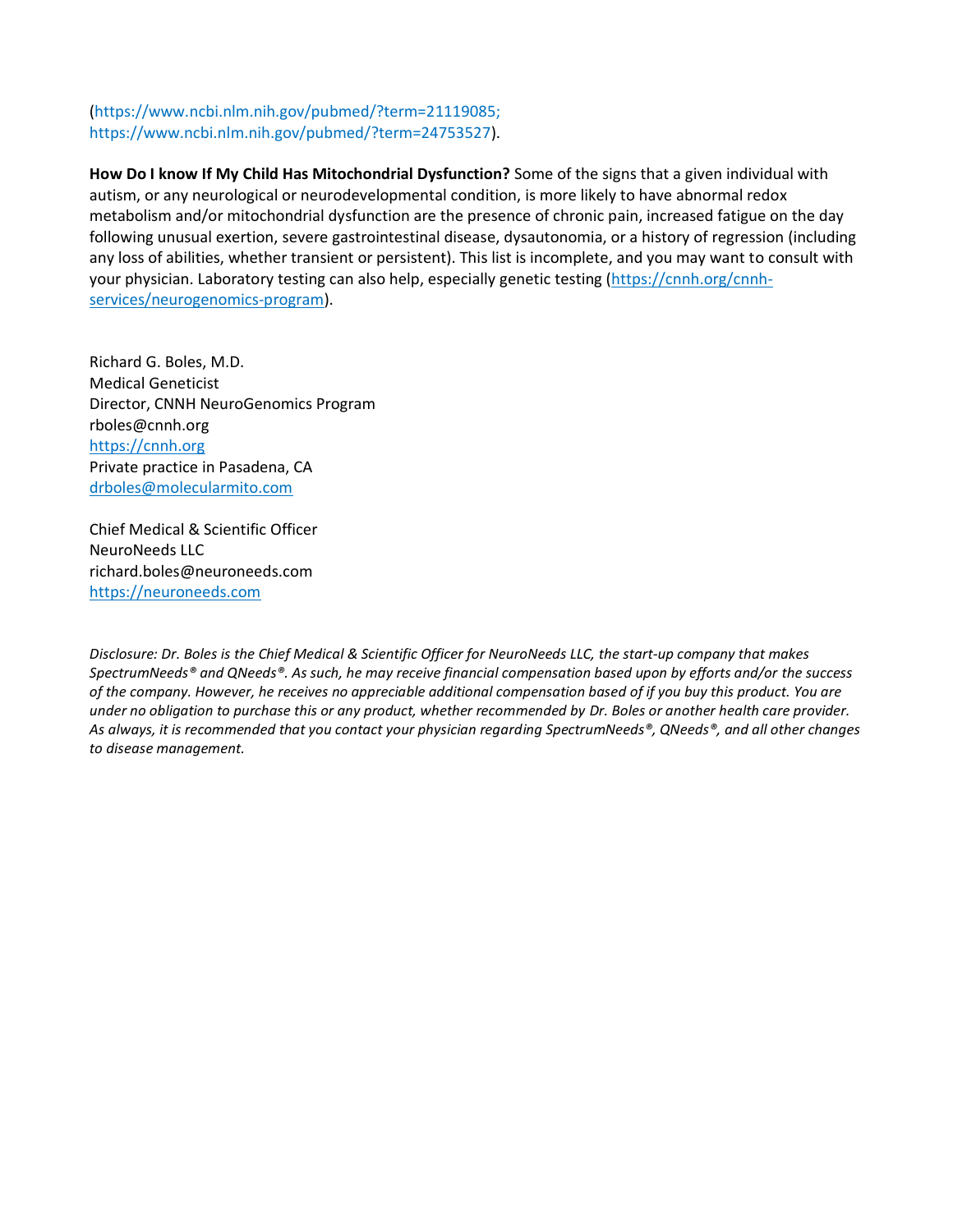(https://www.ncbi.nlm.nih.gov/pubmed/?term=21119085; https://www.ncbi.nlm.nih.gov/pubmed/?term=24753527).

**How Do I know If My Child Has Mitochondrial Dysfunction?** Some of the signs that a given individual with autism, or any neurological or neurodevelopmental condition, is more likely to have abnormal redox metabolism and/or mitochondrial dysfunction are the presence of chronic pain, increased fatigue on the day following unusual exertion, severe gastrointestinal disease, dysautonomia, or a history of regression (including any loss of abilities, whether transient or persistent). This list is incomplete, and you may want to consult with your physician. Laboratory testing can also help, especially genetic testing (https://cnnh.org/cnnh-services/neurogenomics-program).

Richard G. Boles, M.D.
Medical Geneticist
Director, CNNH NeuroGenomics Program
rboles@cnnh.org
https://cnnh.org
Private practice in Pasadena, CA
drboles@molecularmito.com

Chief Medical & Scientific Officer
NeuroNeeds LLC
richard.boles@neuroneeds.com
https://neuroneeds.com

*Disclosure: Dr. Boles is the Chief Medical & Scientific Officer for NeuroNeeds LLC, the start-up company that makes SpectrumNeeds® and QNeeds®. As such, he may receive financial compensation based upon by efforts and/or the success of the company. However, he receives no appreciable additional compensation based of if you buy this product. You are under no obligation to purchase this or any product, whether recommended by Dr. Boles or another health care provider. As always, it is recommended that you contact your physician regarding SpectrumNeeds®, QNeeds®, and all other changes to disease management.*